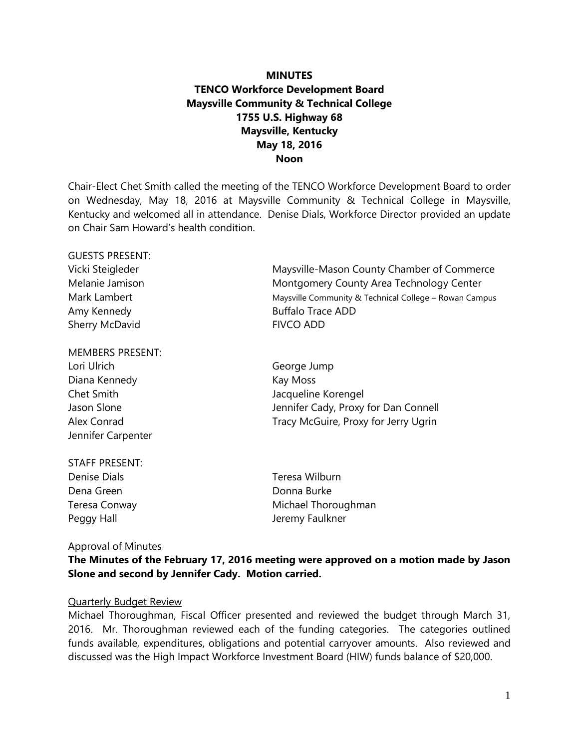# MINUTES
## TENCO Workforce Development Board
## Maysville Community & Technical College
## 1755 U.S. Highway 68
## Maysville, Kentucky
## May 18, 2016
## Noon

Chair-Elect Chet Smith called the meeting of the TENCO Workforce Development Board to order on Wednesday, May 18, 2016 at Maysville Community & Technical College in Maysville, Kentucky and welcomed all in attendance. Denise Dials, Workforce Director provided an update on Chair Sam Howard's health condition.

GUESTS PRESENT:

| | |
|---|---|
| Vicki Steigleder | Maysville-Mason County Chamber of Commerce |
| Melanie Jamison | Montgomery County Area Technology Center |
| Mark Lambert | Maysville Community & Technical College – Rowan Campus |
| Amy Kennedy | Buffalo Trace ADD |
| Sherry McDavid | FIVCO ADD |

MEMBERS PRESENT:

| | |
|---|---|
| Lori Ulrich | George Jump |
| Diana Kennedy | Kay Moss |
| Chet Smith | Jacqueline Korengel |
| Jason Slone | Jennifer Cady, Proxy for Dan Connell |
| Alex Conrad | Tracy McGuire, Proxy for Jerry Ugrin |
| Jennifer Carpenter | |

STAFF PRESENT:

| | |
|---|---|
| Denise Dials | Teresa Wilburn |
| Dena Green | Donna Burke |
| Teresa Conway | Michael Thoroughman |
| Peggy Hall | Jeremy Faulkner |

<u>Approval of Minutes</u>

**The Minutes of the February 17, 2016 meeting were approved on a motion made by Jason Slone and second by Jennifer Cady. Motion carried.**

<u>Quarterly Budget Review</u>

Michael Thoroughman, Fiscal Officer presented and reviewed the budget through March 31, 2016. Mr. Thoroughman reviewed each of the funding categories. The categories outlined funds available, expenditures, obligations and potential carryover amounts. Also reviewed and discussed was the High Impact Workforce Investment Board (HIW) funds balance of $20,000.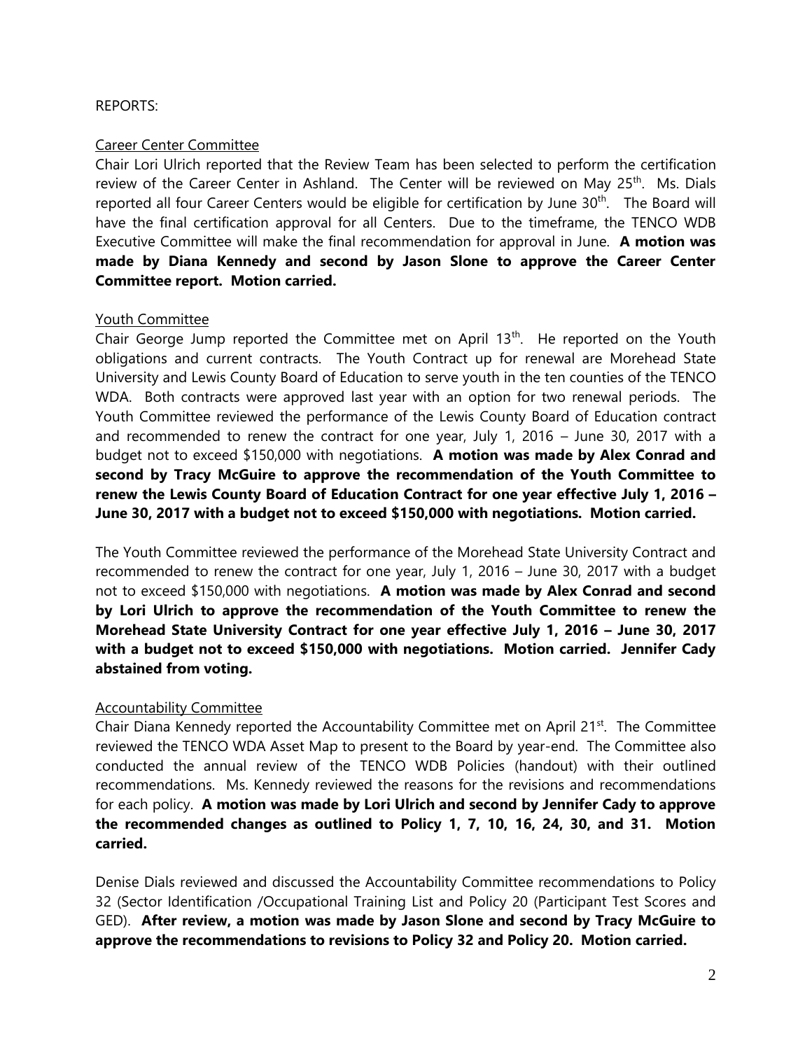REPORTS:

Career Center Committee

Chair Lori Ulrich reported that the Review Team has been selected to perform the certification review of the Career Center in Ashland. The Center will be reviewed on May 25th. Ms. Dials reported all four Career Centers would be eligible for certification by June 30th. The Board will have the final certification approval for all Centers. Due to the timeframe, the TENCO WDB Executive Committee will make the final recommendation for approval in June. **A motion was made by Diana Kennedy and second by Jason Slone to approve the Career Center Committee report. Motion carried.**

Youth Committee

Chair George Jump reported the Committee met on April 13th. He reported on the Youth obligations and current contracts. The Youth Contract up for renewal are Morehead State University and Lewis County Board of Education to serve youth in the ten counties of the TENCO WDA. Both contracts were approved last year with an option for two renewal periods. The Youth Committee reviewed the performance of the Lewis County Board of Education contract and recommended to renew the contract for one year, July 1, 2016 – June 30, 2017 with a budget not to exceed $150,000 with negotiations. **A motion was made by Alex Conrad and second by Tracy McGuire to approve the recommendation of the Youth Committee to renew the Lewis County Board of Education Contract for one year effective July 1, 2016 – June 30, 2017 with a budget not to exceed $150,000 with negotiations. Motion carried.**

The Youth Committee reviewed the performance of the Morehead State University Contract and recommended to renew the contract for one year, July 1, 2016 – June 30, 2017 with a budget not to exceed $150,000 with negotiations. **A motion was made by Alex Conrad and second by Lori Ulrich to approve the recommendation of the Youth Committee to renew the Morehead State University Contract for one year effective July 1, 2016 – June 30, 2017 with a budget not to exceed $150,000 with negotiations. Motion carried. Jennifer Cady abstained from voting.**

Accountability Committee

Chair Diana Kennedy reported the Accountability Committee met on April 21st. The Committee reviewed the TENCO WDA Asset Map to present to the Board by year-end. The Committee also conducted the annual review of the TENCO WDB Policies (handout) with their outlined recommendations. Ms. Kennedy reviewed the reasons for the revisions and recommendations for each policy. **A motion was made by Lori Ulrich and second by Jennifer Cady to approve the recommended changes as outlined to Policy 1, 7, 10, 16, 24, 30, and 31. Motion carried.**

Denise Dials reviewed and discussed the Accountability Committee recommendations to Policy 32 (Sector Identification /Occupational Training List and Policy 20 (Participant Test Scores and GED). **After review, a motion was made by Jason Slone and second by Tracy McGuire to approve the recommendations to revisions to Policy 32 and Policy 20. Motion carried.**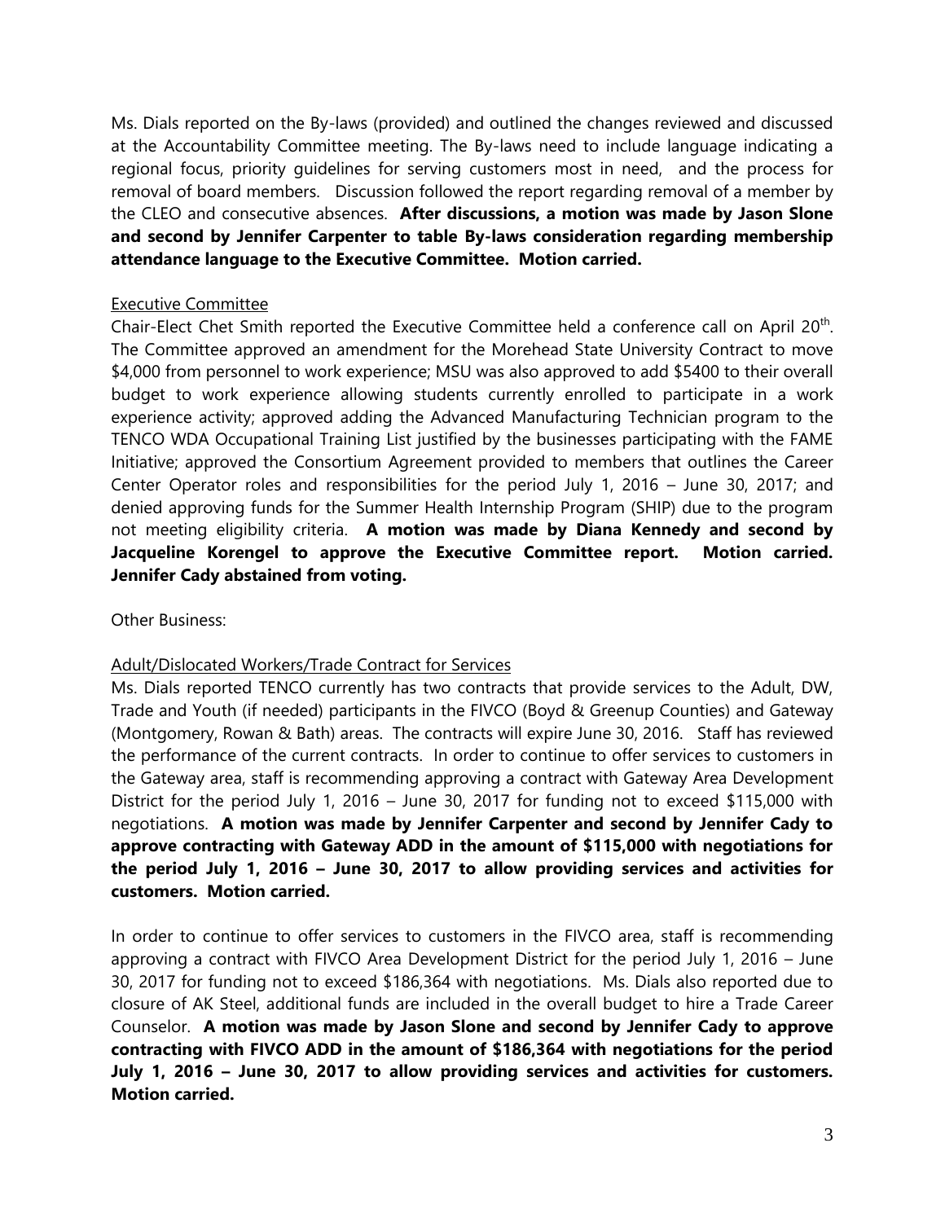Ms. Dials reported on the By-laws (provided) and outlined the changes reviewed and discussed at the Accountability Committee meeting. The By-laws need to include language indicating a regional focus, priority guidelines for serving customers most in need, and the process for removal of board members. Discussion followed the report regarding removal of a member by the CLEO and consecutive absences. **After discussions, a motion was made by Jason Slone and second by Jennifer Carpenter to table By-laws consideration regarding membership attendance language to the Executive Committee. Motion carried.**

Executive Committee

Chair-Elect Chet Smith reported the Executive Committee held a conference call on April 20th. The Committee approved an amendment for the Morehead State University Contract to move $4,000 from personnel to work experience; MSU was also approved to add $5400 to their overall budget to work experience allowing students currently enrolled to participate in a work experience activity; approved adding the Advanced Manufacturing Technician program to the TENCO WDA Occupational Training List justified by the businesses participating with the FAME Initiative; approved the Consortium Agreement provided to members that outlines the Career Center Operator roles and responsibilities for the period July 1, 2016 – June 30, 2017; and denied approving funds for the Summer Health Internship Program (SHIP) due to the program not meeting eligibility criteria. **A motion was made by Diana Kennedy and second by Jacqueline Korengel to approve the Executive Committee report. Motion carried. Jennifer Cady abstained from voting.**

Other Business:

Adult/Dislocated Workers/Trade Contract for Services

Ms. Dials reported TENCO currently has two contracts that provide services to the Adult, DW, Trade and Youth (if needed) participants in the FIVCO (Boyd & Greenup Counties) and Gateway (Montgomery, Rowan & Bath) areas. The contracts will expire June 30, 2016. Staff has reviewed the performance of the current contracts. In order to continue to offer services to customers in the Gateway area, staff is recommending approving a contract with Gateway Area Development District for the period July 1, 2016 – June 30, 2017 for funding not to exceed $115,000 with negotiations. **A motion was made by Jennifer Carpenter and second by Jennifer Cady to approve contracting with Gateway ADD in the amount of $115,000 with negotiations for the period July 1, 2016 – June 30, 2017 to allow providing services and activities for customers. Motion carried.**

In order to continue to offer services to customers in the FIVCO area, staff is recommending approving a contract with FIVCO Area Development District for the period July 1, 2016 – June 30, 2017 for funding not to exceed $186,364 with negotiations. Ms. Dials also reported due to closure of AK Steel, additional funds are included in the overall budget to hire a Trade Career Counselor. **A motion was made by Jason Slone and second by Jennifer Cady to approve contracting with FIVCO ADD in the amount of $186,364 with negotiations for the period July 1, 2016 – June 30, 2017 to allow providing services and activities for customers. Motion carried.**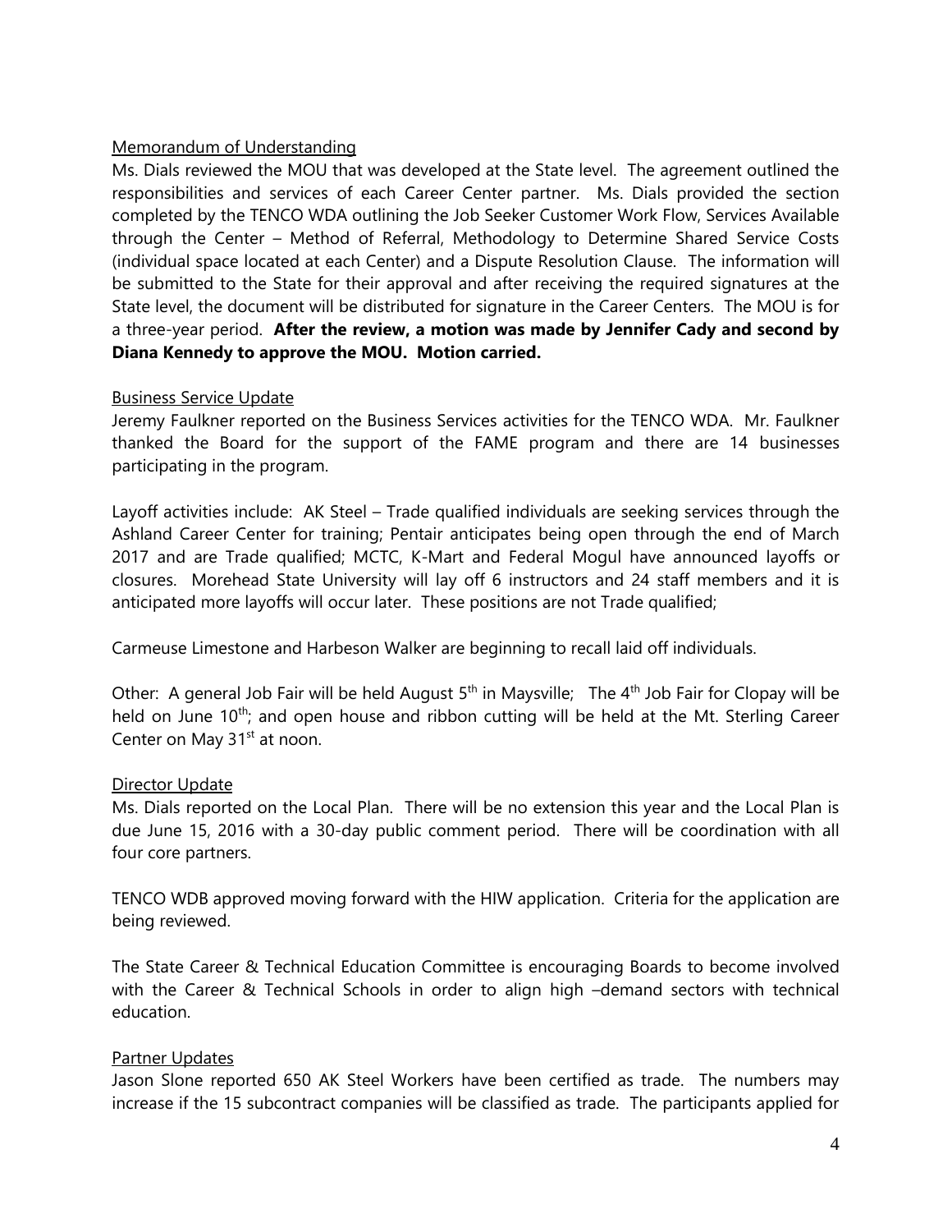Memorandum of Understanding

Ms. Dials reviewed the MOU that was developed at the State level. The agreement outlined the responsibilities and services of each Career Center partner. Ms. Dials provided the section completed by the TENCO WDA outlining the Job Seeker Customer Work Flow, Services Available through the Center – Method of Referral, Methodology to Determine Shared Service Costs (individual space located at each Center) and a Dispute Resolution Clause. The information will be submitted to the State for their approval and after receiving the required signatures at the State level, the document will be distributed for signature in the Career Centers. The MOU is for a three-year period. **After the review, a motion was made by Jennifer Cady and second by Diana Kennedy to approve the MOU. Motion carried.**

Business Service Update

Jeremy Faulkner reported on the Business Services activities for the TENCO WDA. Mr. Faulkner thanked the Board for the support of the FAME program and there are 14 businesses participating in the program.

Layoff activities include: AK Steel – Trade qualified individuals are seeking services through the Ashland Career Center for training; Pentair anticipates being open through the end of March 2017 and are Trade qualified; MCTC, K-Mart and Federal Mogul have announced layoffs or closures. Morehead State University will lay off 6 instructors and 24 staff members and it is anticipated more layoffs will occur later. These positions are not Trade qualified;

Carmeuse Limestone and Harbeson Walker are beginning to recall laid off individuals.

Other: A general Job Fair will be held August 5th in Maysville; The 4th Job Fair for Clopay will be held on June 10th; and open house and ribbon cutting will be held at the Mt. Sterling Career Center on May 31st at noon.

Director Update

Ms. Dials reported on the Local Plan. There will be no extension this year and the Local Plan is due June 15, 2016 with a 30-day public comment period. There will be coordination with all four core partners.

TENCO WDB approved moving forward with the HIW application. Criteria for the application are being reviewed.

The State Career & Technical Education Committee is encouraging Boards to become involved with the Career & Technical Schools in order to align high –demand sectors with technical education.

Partner Updates

Jason Slone reported 650 AK Steel Workers have been certified as trade. The numbers may increase if the 15 subcontract companies will be classified as trade. The participants applied for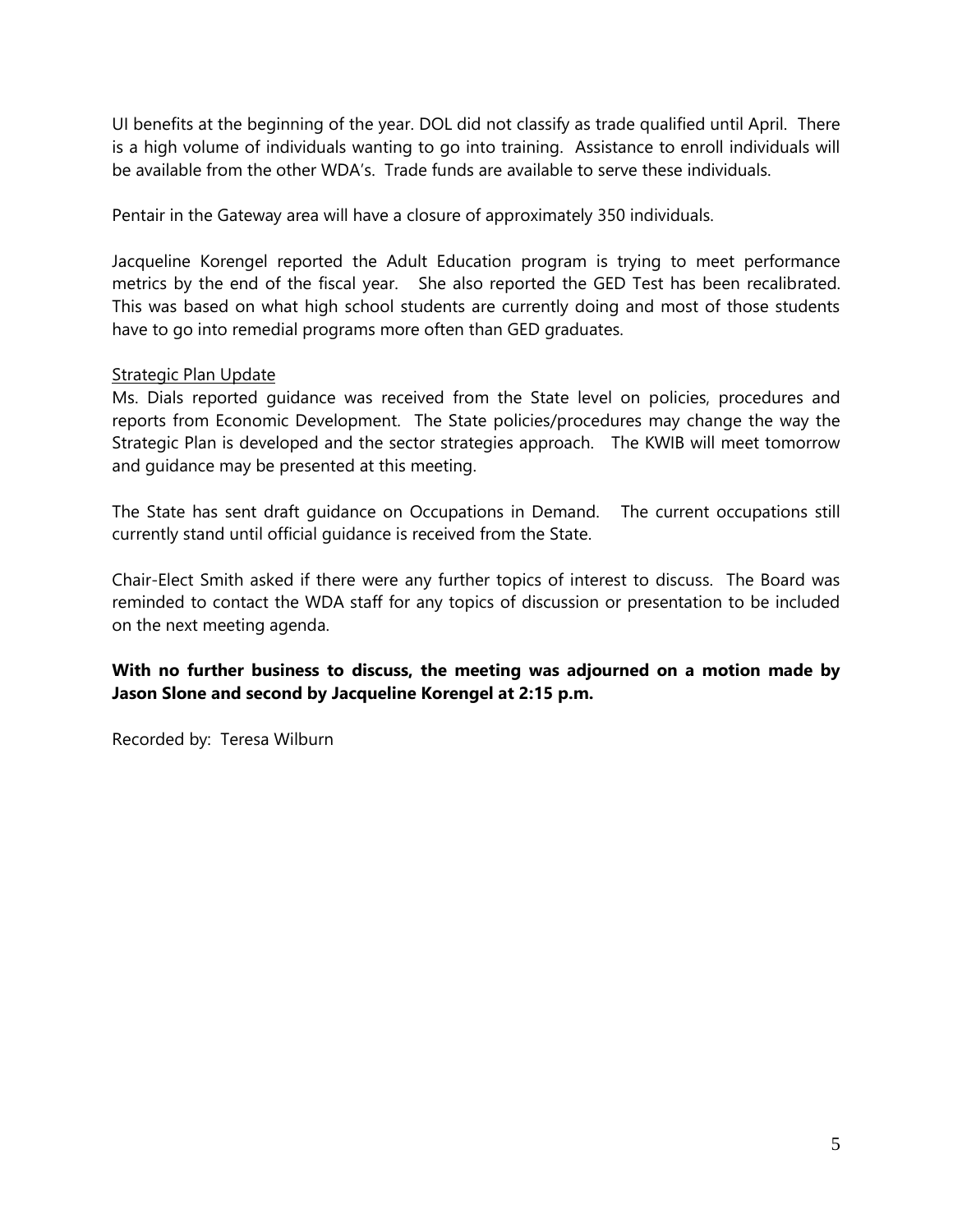UI benefits at the beginning of the year. DOL did not classify as trade qualified until April. There is a high volume of individuals wanting to go into training. Assistance to enroll individuals will be available from the other WDA's. Trade funds are available to serve these individuals.

Pentair in the Gateway area will have a closure of approximately 350 individuals.

Jacqueline Korengel reported the Adult Education program is trying to meet performance metrics by the end of the fiscal year. She also reported the GED Test has been recalibrated. This was based on what high school students are currently doing and most of those students have to go into remedial programs more often than GED graduates.

Strategic Plan Update

Ms. Dials reported guidance was received from the State level on policies, procedures and reports from Economic Development. The State policies/procedures may change the way the Strategic Plan is developed and the sector strategies approach. The KWIB will meet tomorrow and guidance may be presented at this meeting.

The State has sent draft guidance on Occupations in Demand. The current occupations still currently stand until official guidance is received from the State.

Chair-Elect Smith asked if there were any further topics of interest to discuss. The Board was reminded to contact the WDA staff for any topics of discussion or presentation to be included on the next meeting agenda.

**With no further business to discuss, the meeting was adjourned on a motion made by Jason Slone and second by Jacqueline Korengel at 2:15 p.m.**

Recorded by: Teresa Wilburn